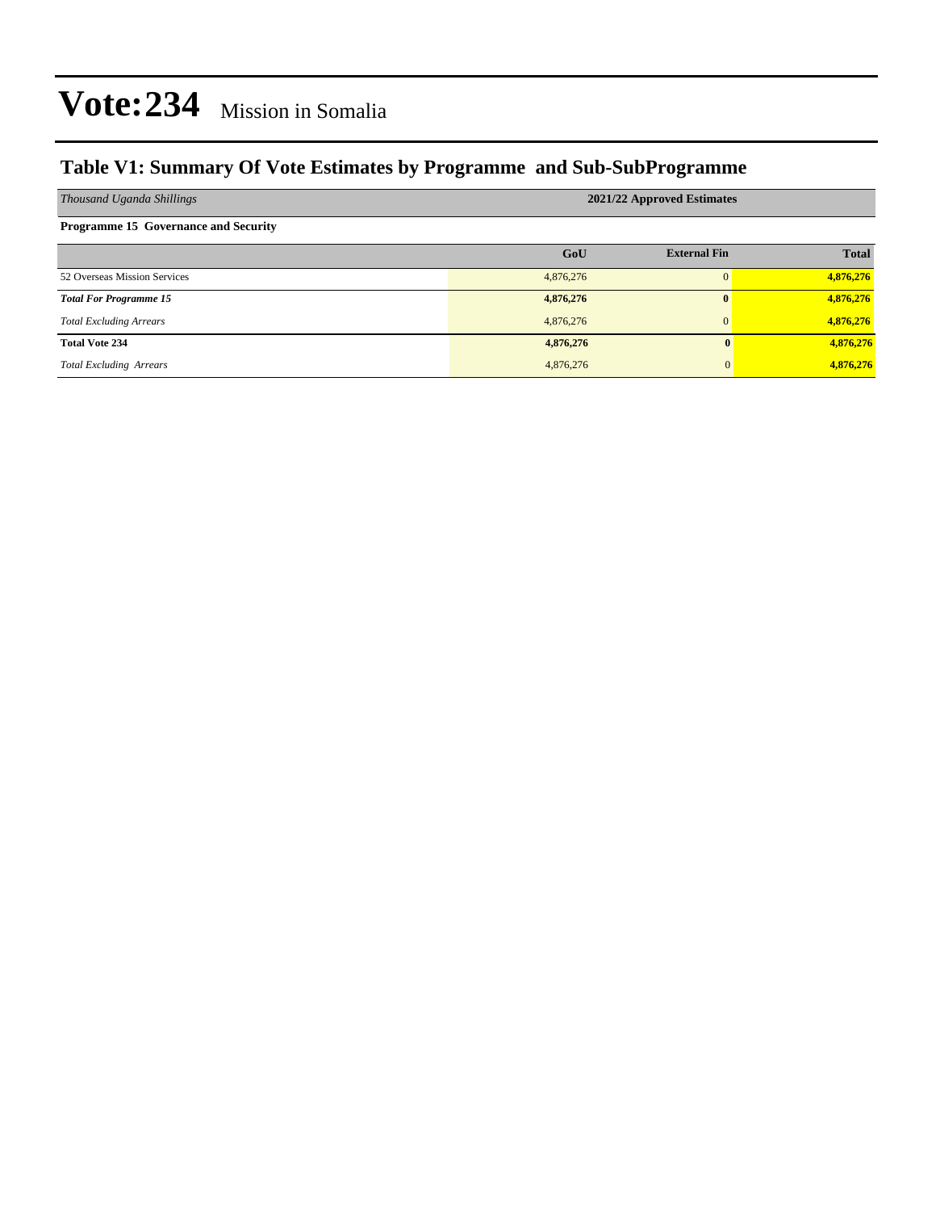# Vote:234 Mission in Somalia

## Table V1: Summary Of Vote Estimates by Programme and Sub-SubProgramme

| *Thousand Uganda Shillings* | 2021/22 Approved Estimates | | |
|---|---|---|---|
| **Programme 15 Governance and Security** | | | |
| | **GoU** | **External Fin** | **Total** |
| 52 Overseas Mission Services | 4,876,276 | 0 | 4,876,276 |
| ***Total For Programme 15*** | **4,876,276** | **0** | **4,876,276** |
| *Total Excluding Arrears* | 4,876,276 | 0 | 4,876,276 |
| **Total Vote 234** | **4,876,276** | **0** | **4,876,276** |
| *Total Excluding Arrears* | 4,876,276 | 0 | 4,876,276 |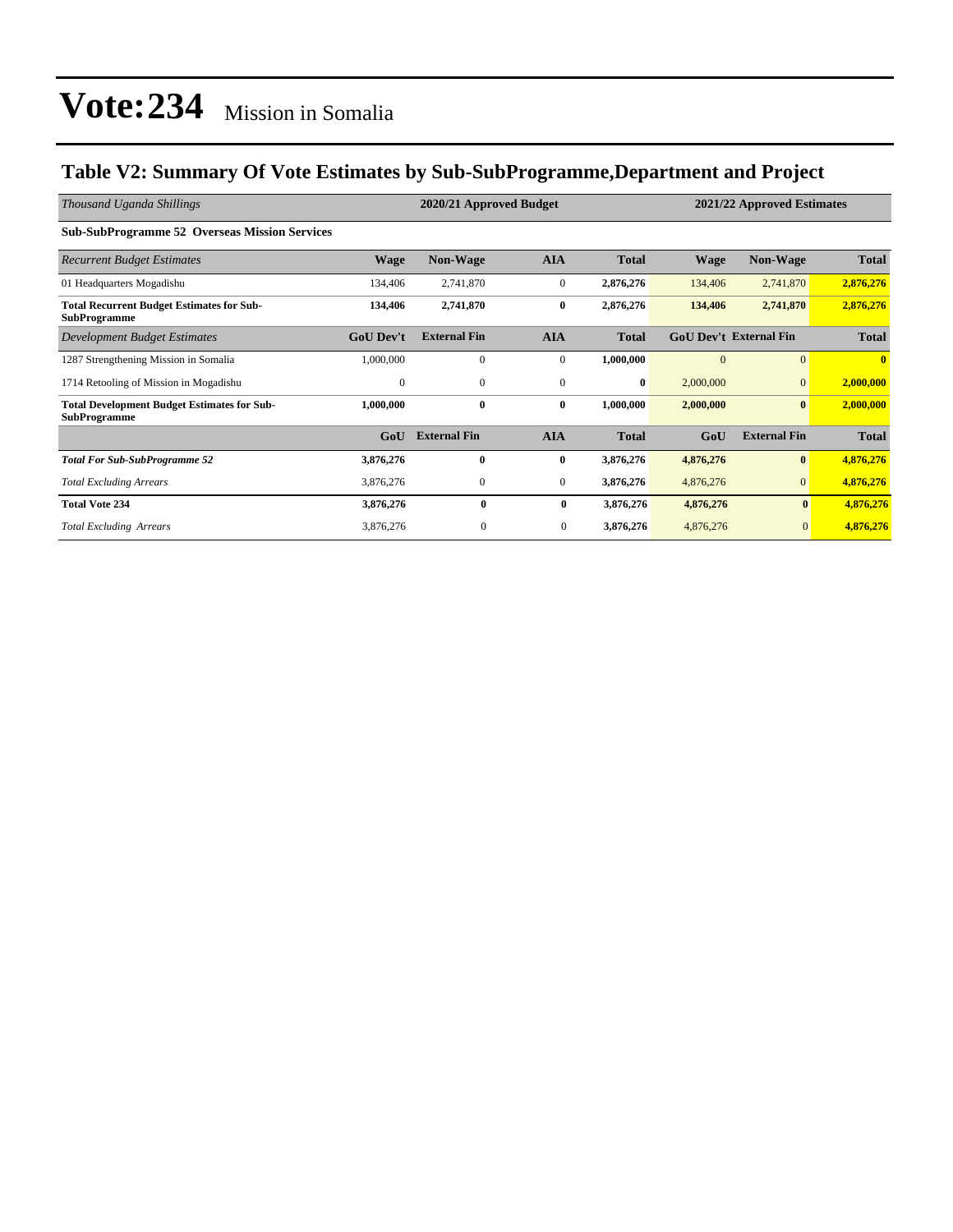# Vote:234 Mission in Somalia

## Table V2: Summary Of Vote Estimates by Sub-SubProgramme,Department and Project

| *Thousand Uganda Shillings* | 2020/21 Approved Budget | | | | 2021/22 Approved Estimates | | |
|---|---|---|---|---|---|---|---|
| **Sub-SubProgramme 52 Overseas Mission Services** | | | | | | | |
| *Recurrent Budget Estimates* | **Wage** | **Non-Wage** | **AIA** | **Total** | **Wage** | **Non-Wage** | **Total** |
| 01 Headquarters Mogadishu | 134,406 | 2,741,870 | 0 | **2,876,276** | 134,406 | 2,741,870 | **2,876,276** |
| **Total Recurrent Budget Estimates for Sub-SubProgramme** | **134,406** | **2,741,870** | **0** | **2,876,276** | **134,406** | **2,741,870** | **2,876,276** |
| *Development Budget Estimates* | **GoU Dev't** | **External Fin** | **AIA** | **Total** | **GoU Dev't** | **External Fin** | **Total** |
| 1287 Strengthening Mission in Somalia | 1,000,000 | 0 | 0 | **1,000,000** | 0 | 0 | **0** |
| 1714 Retooling of Mission in Mogadishu | 0 | 0 | 0 | **0** | 2,000,000 | 0 | **2,000,000** |
| **Total Development Budget Estimates for Sub-SubProgramme** | **1,000,000** | **0** | **0** | **1,000,000** | **2,000,000** | **0** | **2,000,000** |
| | **GoU** | **External Fin** | **AIA** | **Total** | **GoU** | **External Fin** | **Total** |
| ***Total For Sub-SubProgramme 52*** | **3,876,276** | **0** | **0** | **3,876,276** | **4,876,276** | **0** | **4,876,276** |
| *Total Excluding Arrears* | 3,876,276 | 0 | 0 | **3,876,276** | 4,876,276 | 0 | **4,876,276** |
| **Total Vote 234** | **3,876,276** | **0** | **0** | **3,876,276** | **4,876,276** | **0** | **4,876,276** |
| *Total Excluding Arrears* | 3,876,276 | 0 | 0 | **3,876,276** | 4,876,276 | 0 | **4,876,276** |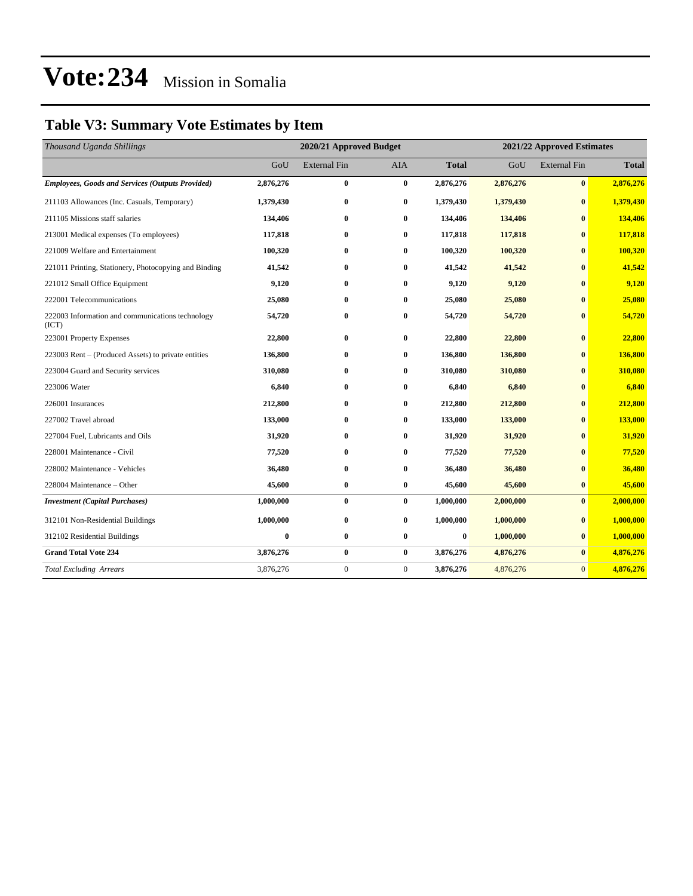# Vote:234 Mission in Somalia

## Table V3: Summary Vote Estimates by Item

| *Thousand Uganda Shillings* | 2020/21 Approved Budget | | | | 2021/22 Approved Estimates | | |
|---|---|---|---|---|---|---|---|
| | GoU | External Fin | AIA | **Total** | GoU | External Fin | **Total** |
| ***Employees, Goods and Services (Outputs Provided)*** | **2,876,276** | **0** | **0** | **2,876,276** | **2,876,276** | **0** | **2,876,276** |
| 211103 Allowances (Inc. Casuals, Temporary) | **1,379,430** | **0** | **0** | **1,379,430** | **1,379,430** | **0** | **1,379,430** |
| 211105 Missions staff salaries | **134,406** | **0** | **0** | **134,406** | **134,406** | **0** | **134,406** |
| 213001 Medical expenses (To employees) | **117,818** | **0** | **0** | **117,818** | **117,818** | **0** | **117,818** |
| 221009 Welfare and Entertainment | **100,320** | **0** | **0** | **100,320** | **100,320** | **0** | **100,320** |
| 221011 Printing, Stationery, Photocopying and Binding | **41,542** | **0** | **0** | **41,542** | **41,542** | **0** | **41,542** |
| 221012 Small Office Equipment | **9,120** | **0** | **0** | **9,120** | **9,120** | **0** | **9,120** |
| 222001 Telecommunications | **25,080** | **0** | **0** | **25,080** | **25,080** | **0** | **25,080** |
| 222003 Information and communications technology (ICT) | **54,720** | **0** | **0** | **54,720** | **54,720** | **0** | **54,720** |
| 223001 Property Expenses | **22,800** | **0** | **0** | **22,800** | **22,800** | **0** | **22,800** |
| 223003 Rent – (Produced Assets) to private entities | **136,800** | **0** | **0** | **136,800** | **136,800** | **0** | **136,800** |
| 223004 Guard and Security services | **310,080** | **0** | **0** | **310,080** | **310,080** | **0** | **310,080** |
| 223006 Water | **6,840** | **0** | **0** | **6,840** | **6,840** | **0** | **6,840** |
| 226001 Insurances | **212,800** | **0** | **0** | **212,800** | **212,800** | **0** | **212,800** |
| 227002 Travel abroad | **133,000** | **0** | **0** | **133,000** | **133,000** | **0** | **133,000** |
| 227004 Fuel, Lubricants and Oils | **31,920** | **0** | **0** | **31,920** | **31,920** | **0** | **31,920** |
| 228001 Maintenance - Civil | **77,520** | **0** | **0** | **77,520** | **77,520** | **0** | **77,520** |
| 228002 Maintenance - Vehicles | **36,480** | **0** | **0** | **36,480** | **36,480** | **0** | **36,480** |
| 228004 Maintenance – Other | **45,600** | **0** | **0** | **45,600** | **45,600** | **0** | **45,600** |
| ***Investment (Capital Purchases)*** | **1,000,000** | **0** | **0** | **1,000,000** | **2,000,000** | **0** | **2,000,000** |
| 312101 Non-Residential Buildings | **1,000,000** | **0** | **0** | **1,000,000** | **1,000,000** | **0** | **1,000,000** |
| 312102 Residential Buildings | **0** | **0** | **0** | **0** | **1,000,000** | **0** | **1,000,000** |
| **Grand Total Vote 234** | **3,876,276** | **0** | **0** | **3,876,276** | **4,876,276** | **0** | **4,876,276** |
| *Total Excluding Arrears* | 3,876,276 | 0 | 0 | **3,876,276** | 4,876,276 | 0 | **4,876,276** |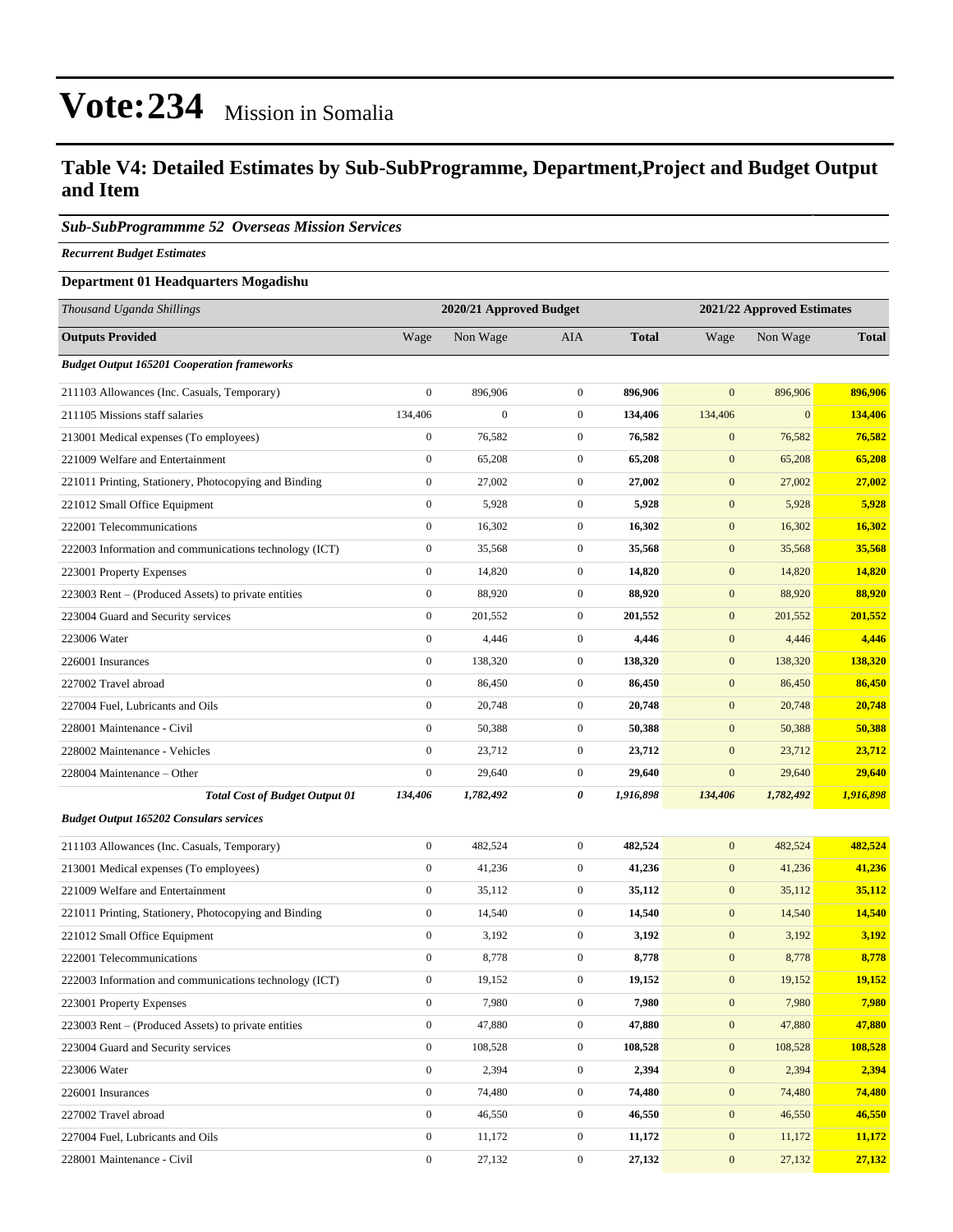# Vote:234 Mission in Somalia

## Table V4: Detailed Estimates by Sub-SubProgramme, Department,Project and Budget Output and Item

### *Sub-SubProgrammme 52 Overseas Mission Services*

***Recurrent Budget Estimates***

**Department 01 Headquarters Mogadishu**

| *Thousand Uganda Shillings* | 2020/21 Approved Budget | | | | 2021/22 Approved Estimates | | |
|---|---|---|---|---|---|---|---|
| **Outputs Provided** | Wage | Non Wage | AIA | **Total** | Wage | Non Wage | **Total** |
| ***Budget Output 165201 Cooperation frameworks*** | | | | | | | |
| 211103 Allowances (Inc. Casuals, Temporary) | 0 | 896,906 | 0 | **896,906** | 0 | 896,906 | **896,906** |
| 211105 Missions staff salaries | 134,406 | 0 | 0 | **134,406** | 134,406 | 0 | **134,406** |
| 213001 Medical expenses (To employees) | 0 | 76,582 | 0 | **76,582** | 0 | 76,582 | **76,582** |
| 221009 Welfare and Entertainment | 0 | 65,208 | 0 | **65,208** | 0 | 65,208 | **65,208** |
| 221011 Printing, Stationery, Photocopying and Binding | 0 | 27,002 | 0 | **27,002** | 0 | 27,002 | **27,002** |
| 221012 Small Office Equipment | 0 | 5,928 | 0 | **5,928** | 0 | 5,928 | **5,928** |
| 222001 Telecommunications | 0 | 16,302 | 0 | **16,302** | 0 | 16,302 | **16,302** |
| 222003 Information and communications technology (ICT) | 0 | 35,568 | 0 | **35,568** | 0 | 35,568 | **35,568** |
| 223001 Property Expenses | 0 | 14,820 | 0 | **14,820** | 0 | 14,820 | **14,820** |
| 223003 Rent – (Produced Assets) to private entities | 0 | 88,920 | 0 | **88,920** | 0 | 88,920 | **88,920** |
| 223004 Guard and Security services | 0 | 201,552 | 0 | **201,552** | 0 | 201,552 | **201,552** |
| 223006 Water | 0 | 4,446 | 0 | **4,446** | 0 | 4,446 | **4,446** |
| 226001 Insurances | 0 | 138,320 | 0 | **138,320** | 0 | 138,320 | **138,320** |
| 227002 Travel abroad | 0 | 86,450 | 0 | **86,450** | 0 | 86,450 | **86,450** |
| 227004 Fuel, Lubricants and Oils | 0 | 20,748 | 0 | **20,748** | 0 | 20,748 | **20,748** |
| 228001 Maintenance - Civil | 0 | 50,388 | 0 | **50,388** | 0 | 50,388 | **50,388** |
| 228002 Maintenance - Vehicles | 0 | 23,712 | 0 | **23,712** | 0 | 23,712 | **23,712** |
| 228004 Maintenance – Other | 0 | 29,640 | 0 | **29,640** | 0 | 29,640 | **29,640** |
| ***Total Cost of Budget Output 01*** | ***134,406*** | ***1,782,492*** | ***0*** | ***1,916,898*** | ***134,406*** | ***1,782,492*** | ***1,916,898*** |
| ***Budget Output 165202 Consulars services*** | | | | | | | |
| 211103 Allowances (Inc. Casuals, Temporary) | 0 | 482,524 | 0 | **482,524** | 0 | 482,524 | **482,524** |
| 213001 Medical expenses (To employees) | 0 | 41,236 | 0 | **41,236** | 0 | 41,236 | **41,236** |
| 221009 Welfare and Entertainment | 0 | 35,112 | 0 | **35,112** | 0 | 35,112 | **35,112** |
| 221011 Printing, Stationery, Photocopying and Binding | 0 | 14,540 | 0 | **14,540** | 0 | 14,540 | **14,540** |
| 221012 Small Office Equipment | 0 | 3,192 | 0 | **3,192** | 0 | 3,192 | **3,192** |
| 222001 Telecommunications | 0 | 8,778 | 0 | **8,778** | 0 | 8,778 | **8,778** |
| 222003 Information and communications technology (ICT) | 0 | 19,152 | 0 | **19,152** | 0 | 19,152 | **19,152** |
| 223001 Property Expenses | 0 | 7,980 | 0 | **7,980** | 0 | 7,980 | **7,980** |
| 223003 Rent – (Produced Assets) to private entities | 0 | 47,880 | 0 | **47,880** | 0 | 47,880 | **47,880** |
| 223004 Guard and Security services | 0 | 108,528 | 0 | **108,528** | 0 | 108,528 | **108,528** |
| 223006 Water | 0 | 2,394 | 0 | **2,394** | 0 | 2,394 | **2,394** |
| 226001 Insurances | 0 | 74,480 | 0 | **74,480** | 0 | 74,480 | **74,480** |
| 227002 Travel abroad | 0 | 46,550 | 0 | **46,550** | 0 | 46,550 | **46,550** |
| 227004 Fuel, Lubricants and Oils | 0 | 11,172 | 0 | **11,172** | 0 | 11,172 | **11,172** |
| 228001 Maintenance - Civil | 0 | 27,132 | 0 | **27,132** | 0 | 27,132 | **27,132** |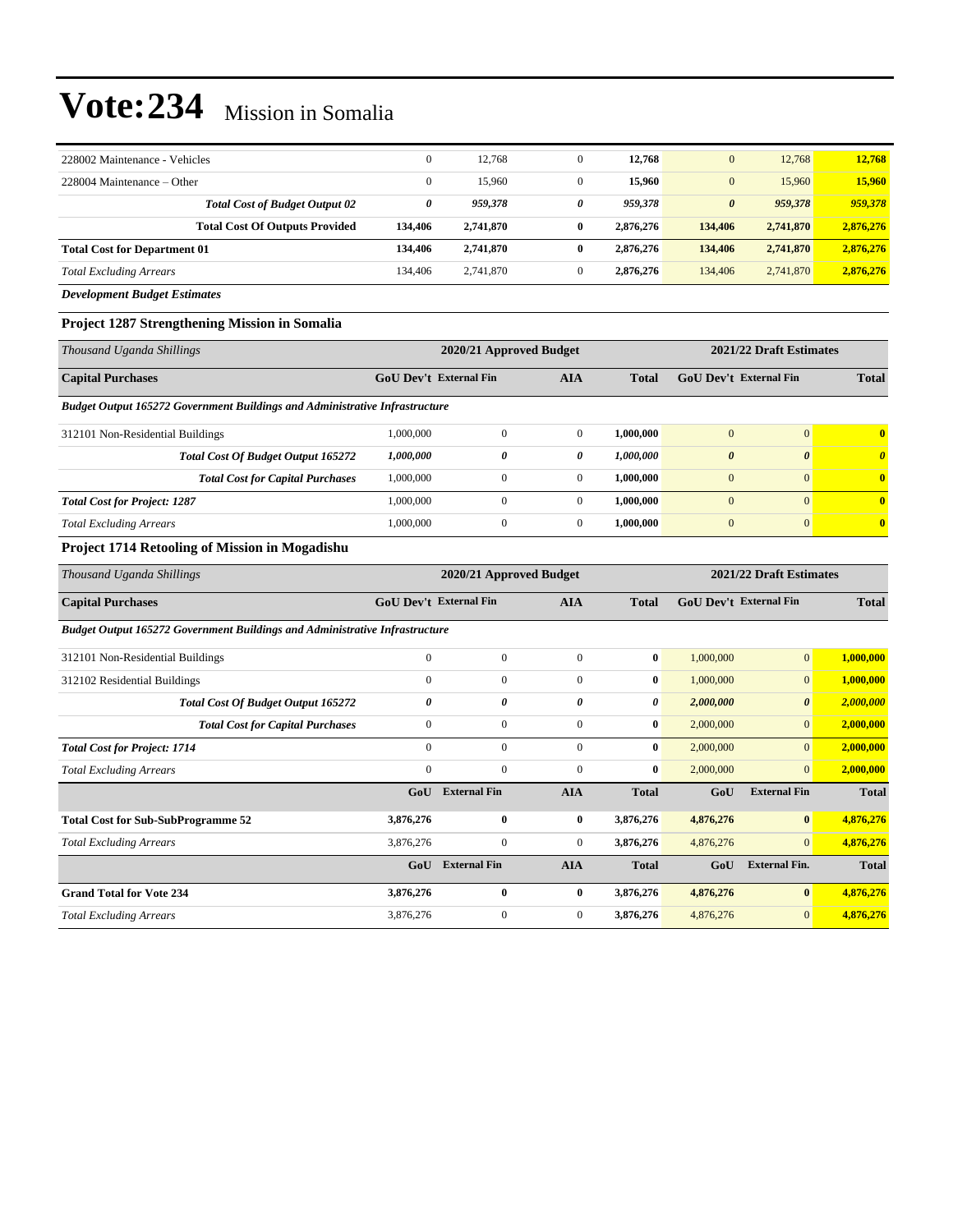# Vote:234 Mission in Somalia

| | | | | | | | |
|---|---|---|---|---|---|---|---|
| 228002 Maintenance - Vehicles | 0 | 12,768 | 0 | **12,768** | 0 | 12,768 | **12,768** |
| 228004 Maintenance – Other | 0 | 15,960 | 0 | **15,960** | 0 | 15,960 | **15,960** |
| ***Total Cost of Budget Output 02*** | ***0*** | ***959,378*** | ***0*** | ***959,378*** | ***0*** | ***959,378*** | ***959,378*** |
| **Total Cost Of Outputs Provided** | **134,406** | **2,741,870** | **0** | **2,876,276** | **134,406** | **2,741,870** | **2,876,276** |
| **Total Cost for Department 01** | **134,406** | **2,741,870** | **0** | **2,876,276** | **134,406** | **2,741,870** | **2,876,276** |
| *Total Excluding Arrears* | 134,406 | 2,741,870 | 0 | **2,876,276** | 134,406 | 2,741,870 | **2,876,276** |

***Development Budget Estimates***

### Project 1287 Strengthening Mission in Somalia

| *Thousand Uganda Shillings* | 2020/21 Approved Budget | | | | 2021/22 Draft Estimates | | |
|---|---|---|---|---|---|---|---|
| **Capital Purchases** | **GoU Dev't** | **External Fin** | **AIA** | **Total** | **GoU Dev't** | **External Fin** | **Total** |
| ***Budget Output 165272 Government Buildings and Administrative Infrastructure*** | | | | | | | |
| 312101 Non-Residential Buildings | 1,000,000 | 0 | 0 | **1,000,000** | 0 | 0 | **0** |
| ***Total Cost Of Budget Output 165272*** | ***1,000,000*** | ***0*** | ***0*** | ***1,000,000*** | ***0*** | ***0*** | ***0*** |
| ***Total Cost for Capital Purchases*** | 1,000,000 | 0 | 0 | **1,000,000** | 0 | 0 | **0** |
| ***Total Cost for Project: 1287*** | 1,000,000 | 0 | 0 | **1,000,000** | 0 | 0 | **0** |
| *Total Excluding Arrears* | 1,000,000 | 0 | 0 | **1,000,000** | 0 | 0 | **0** |

### Project 1714 Retooling of Mission in Mogadishu

| *Thousand Uganda Shillings* | 2020/21 Approved Budget | | | | 2021/22 Draft Estimates | | |
|---|---|---|---|---|---|---|---|
| **Capital Purchases** | **GoU Dev't** | **External Fin** | **AIA** | **Total** | **GoU Dev't** | **External Fin** | **Total** |
| ***Budget Output 165272 Government Buildings and Administrative Infrastructure*** | | | | | | | |
| 312101 Non-Residential Buildings | 0 | 0 | 0 | **0** | 1,000,000 | 0 | **1,000,000** |
| 312102 Residential Buildings | 0 | 0 | 0 | **0** | 1,000,000 | 0 | **1,000,000** |
| ***Total Cost Of Budget Output 165272*** | ***0*** | ***0*** | ***0*** | ***0*** | ***2,000,000*** | ***0*** | ***2,000,000*** |
| ***Total Cost for Capital Purchases*** | 0 | 0 | 0 | **0** | 2,000,000 | 0 | **2,000,000** |
| ***Total Cost for Project: 1714*** | 0 | 0 | 0 | **0** | 2,000,000 | 0 | **2,000,000** |
| *Total Excluding Arrears* | 0 | 0 | 0 | **0** | 2,000,000 | 0 | **2,000,000** |

| | **GoU** | **External Fin** | **AIA** | **Total** | **GoU** | **External Fin** | **Total** |
|---|---|---|---|---|---|---|---|
| **Total Cost for Sub-SubProgramme 52** | **3,876,276** | **0** | **0** | **3,876,276** | **4,876,276** | **0** | **4,876,276** |
| *Total Excluding Arrears* | 3,876,276 | 0 | 0 | **3,876,276** | 4,876,276 | 0 | **4,876,276** |

| | **GoU** | **External Fin** | **AIA** | **Total** | **GoU** | **External Fin.** | **Total** |
|---|---|---|---|---|---|---|---|
| **Grand Total for Vote 234** | **3,876,276** | **0** | **0** | **3,876,276** | **4,876,276** | **0** | **4,876,276** |
| *Total Excluding Arrears* | 3,876,276 | 0 | 0 | **3,876,276** | 4,876,276 | 0 | **4,876,276** |